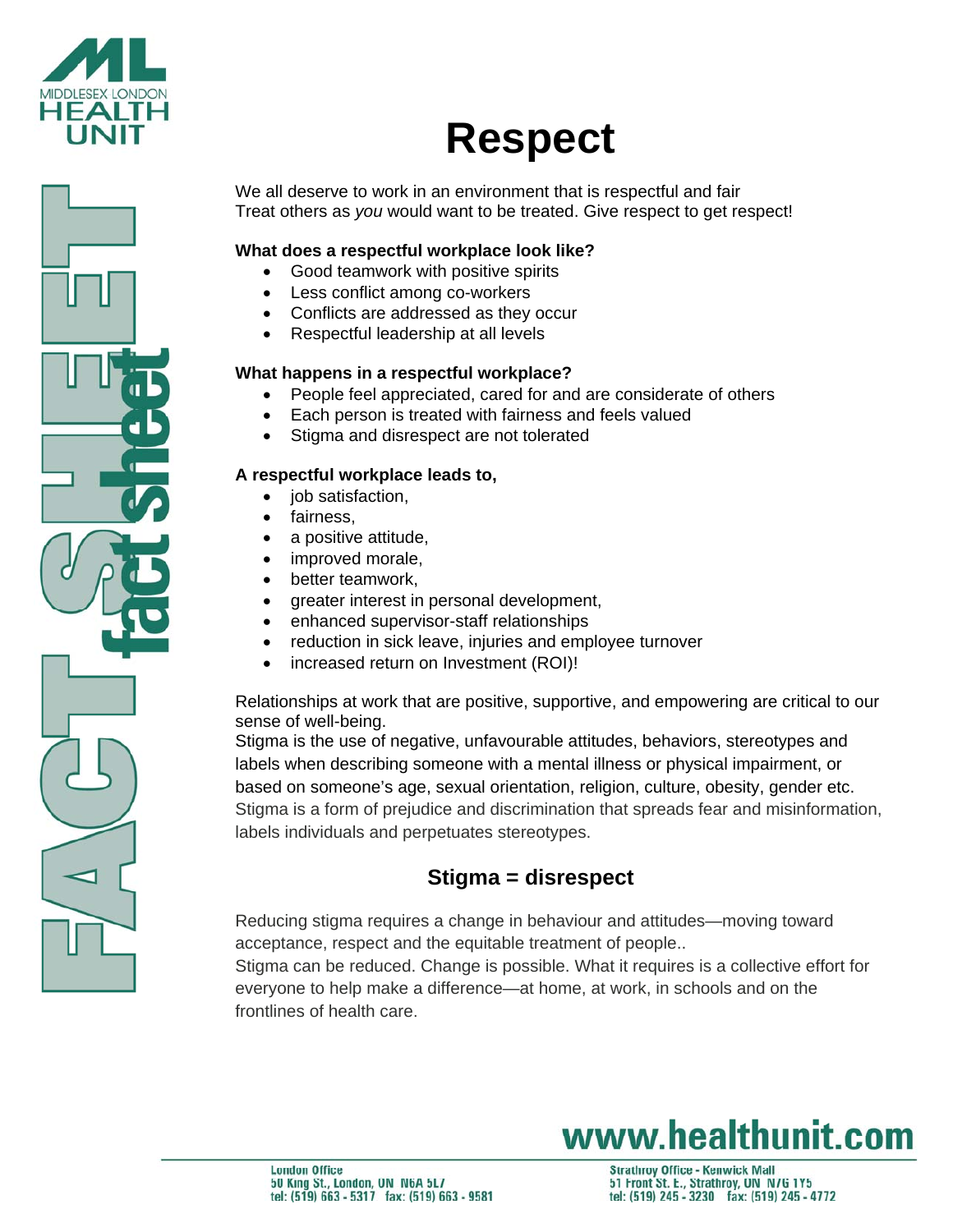MIDDLESEX LONDON HEALTH UNIT

# Respect

We all deserve to work in an environment that is respectful and fair
Treat others as *you* would want to be treated. Give respect to get respect!

**What does a respectful workplace look like?**

- Good teamwork with positive spirits
- Less conflict among co-workers
- Conflicts are addressed as they occur
- Respectful leadership at all levels

**What happens in a respectful workplace?**

- People feel appreciated, cared for and are considerate of others
- Each person is treated with fairness and feels valued
- Stigma and disrespect are not tolerated

**A respectful workplace leads to,**

- job satisfaction,
- fairness,
- a positive attitude,
- improved morale,
- better teamwork,
- greater interest in personal development,
- enhanced supervisor-staff relationships
- reduction in sick leave, injuries and employee turnover
- increased return on Investment (ROI)!

Relationships at work that are positive, supportive, and empowering are critical to our sense of well-being.
Stigma is the use of negative, unfavourable attitudes, behaviors, stereotypes and labels when describing someone with a mental illness or physical impairment, or based on someone's age, sexual orientation, religion, culture, obesity, gender etc.
Stigma is a form of prejudice and discrimination that spreads fear and misinformation, labels individuals and perpetuates stereotypes.

## Stigma = disrespect

Reducing stigma requires a change in behaviour and attitudes—moving toward acceptance, respect and the equitable treatment of people..
Stigma can be reduced. Change is possible. What it requires is a collective effort for everyone to help make a difference—at home, at work, in schools and on the frontlines of health care.

www.healthunit.com

London Office
50 King St., London, ON N6A 5L7
tel: (519) 663 - 5317 fax: (519) 663 - 9581

Strathroy Office - Kenwick Mall
51 Front St. E., Strathroy, ON N7G 1Y5
tel: (519) 245 - 3230 fax: (519) 245 - 4772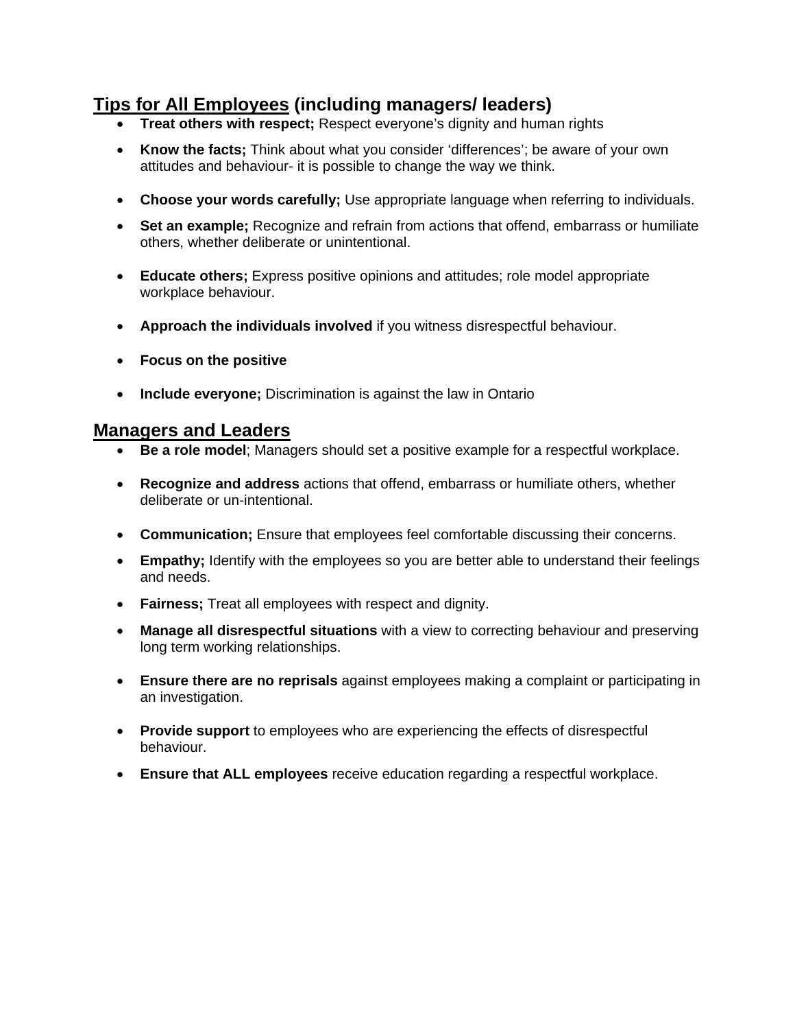## <u>Tips for All Employees</u> (including managers/ leaders)

- **Treat others with respect;** Respect everyone's dignity and human rights
- **Know the facts;** Think about what you consider 'differences'; be aware of your own attitudes and behaviour- it is possible to change the way we think.
- **Choose your words carefully;** Use appropriate language when referring to individuals.
- **Set an example;** Recognize and refrain from actions that offend, embarrass or humiliate others, whether deliberate or unintentional.
- **Educate others;** Express positive opinions and attitudes; role model appropriate workplace behaviour.
- **Approach the individuals involved** if you witness disrespectful behaviour.
- **Focus on the positive**
- **Include everyone;** Discrimination is against the law in Ontario

## <u>Managers and Leaders</u>

- **Be a role model**; Managers should set a positive example for a respectful workplace.
- **Recognize and address** actions that offend, embarrass or humiliate others, whether deliberate or un-intentional.
- **Communication;** Ensure that employees feel comfortable discussing their concerns.
- **Empathy;** Identify with the employees so you are better able to understand their feelings and needs.
- **Fairness;** Treat all employees with respect and dignity.
- **Manage all disrespectful situations** with a view to correcting behaviour and preserving long term working relationships.
- **Ensure there are no reprisals** against employees making a complaint or participating in an investigation.
- **Provide support** to employees who are experiencing the effects of disrespectful behaviour.
- **Ensure that ALL employees** receive education regarding a respectful workplace.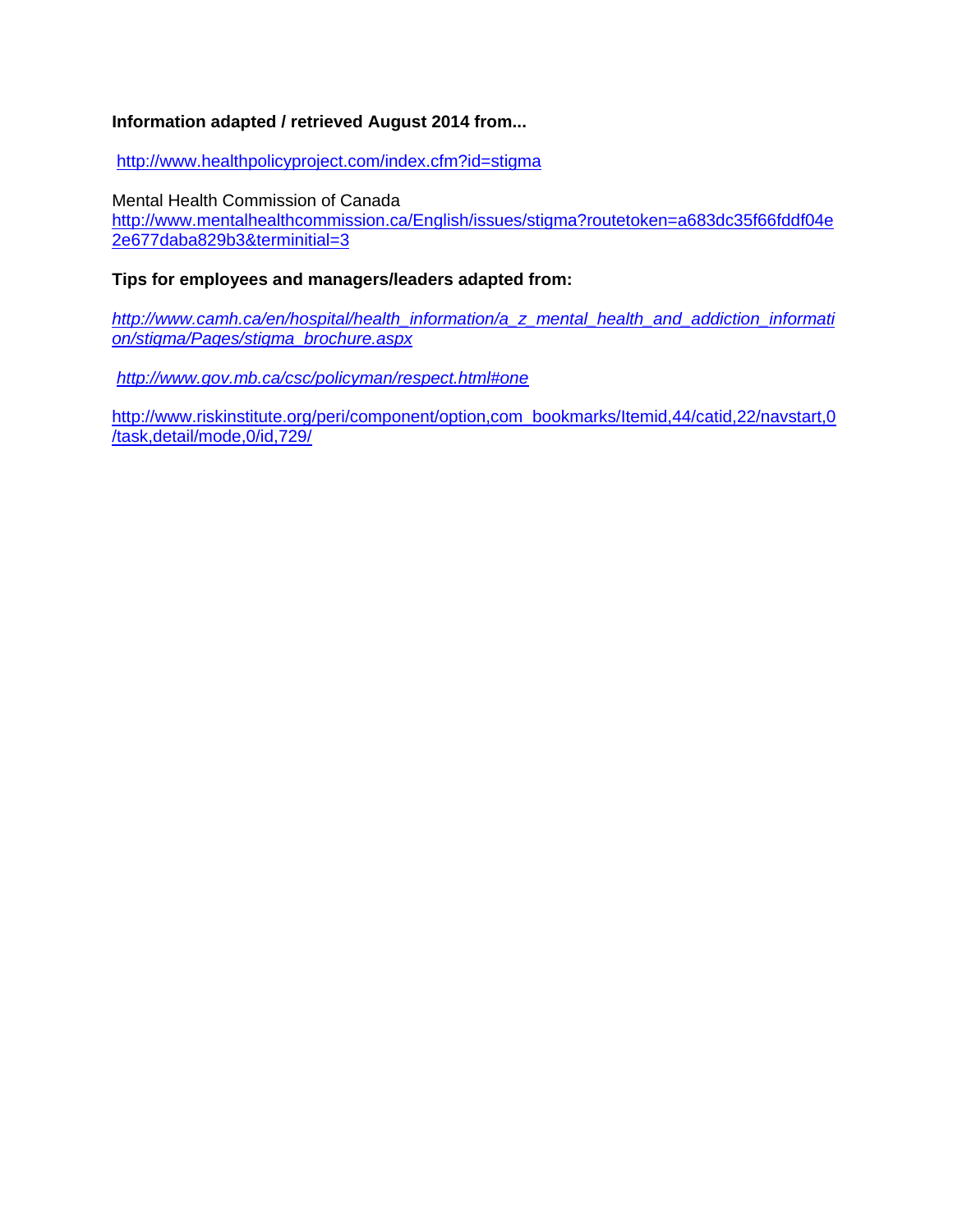**Information adapted / retrieved August 2014 from...**

http://www.healthpolicyproject.com/index.cfm?id=stigma

Mental Health Commission of Canada
http://www.mentalhealthcommission.ca/English/issues/stigma?routetoken=a683dc35f66fddf04e2e677daba829b3&terminitial=3

**Tips for employees and managers/leaders adapted from:**

*http://www.camh.ca/en/hospital/health_information/a_z_mental_health_and_addiction_information/stigma/Pages/stigma_brochure.aspx*

*http://www.gov.mb.ca/csc/policyman/respect.html#one*

http://www.riskinstitute.org/peri/component/option,com_bookmarks/Itemid,44/catid,22/navstart,0/task,detail/mode,0/id,729/